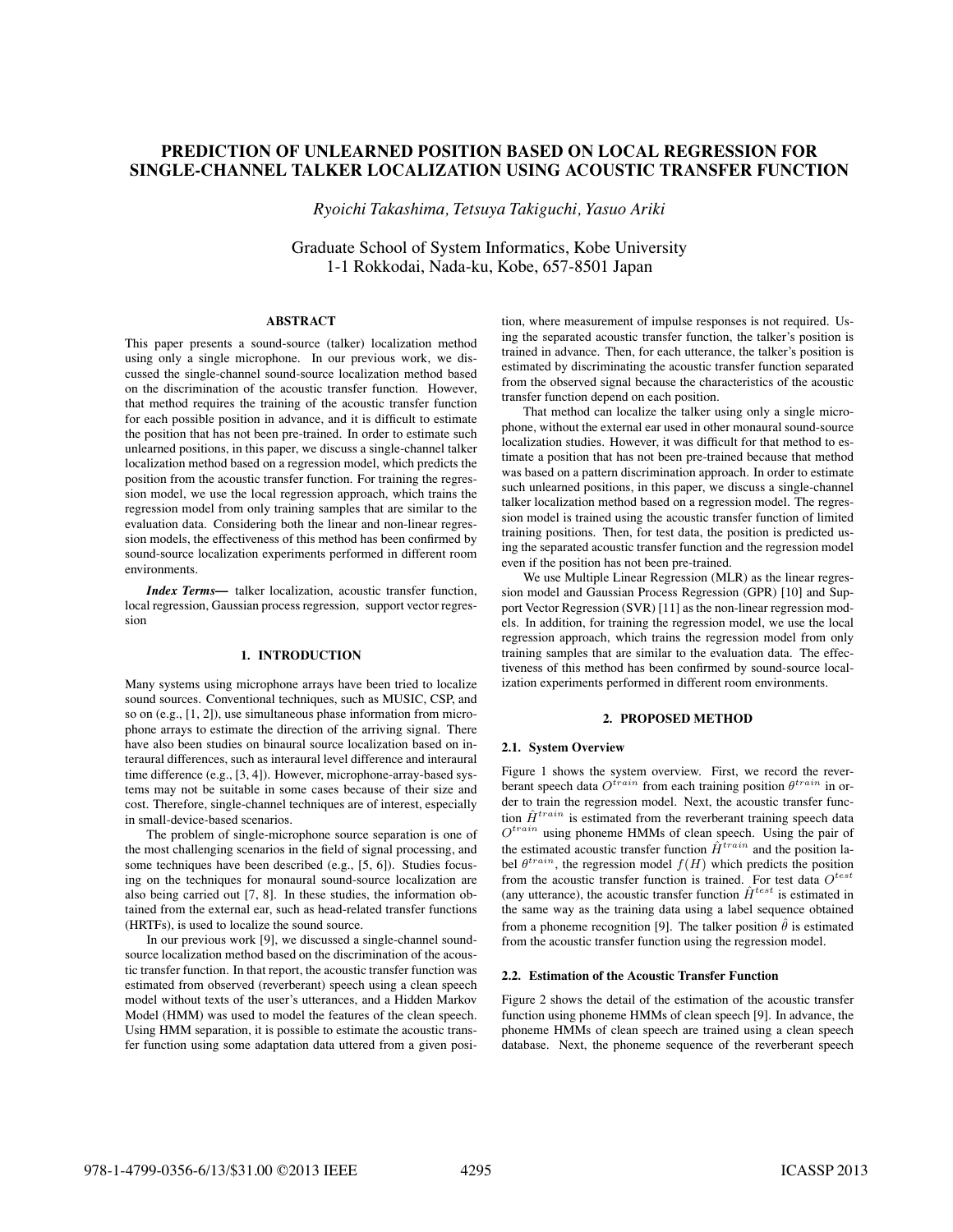# PREDICTION OF UNLEARNED POSITION BASED ON LOCAL REGRESSION FOR SINGLE-CHANNEL TALKER LOCALIZATION USING ACOUSTIC TRANSFER FUNCTION

*Ryoichi Takashima, Tetsuya Takiguchi, Yasuo Ariki*

Graduate School of System Informatics, Kobe University
1-1 Rokkodai, Nada-ku, Kobe, 657-8501 Japan

## ABSTRACT

This paper presents a sound-source (talker) localization method using only a single microphone. In our previous work, we discussed the single-channel sound-source localization method based on the discrimination of the acoustic transfer function. However, that method requires the training of the acoustic transfer function for each possible position in advance, and it is difficult to estimate the position that has not been pre-trained. In order to estimate such unlearned positions, in this paper, we discuss a single-channel talker localization method based on a regression model, which predicts the position from the acoustic transfer function. For training the regression model, we use the local regression approach, which trains the regression model from only training samples that are similar to the evaluation data. Considering both the linear and non-linear regression models, the effectiveness of this method has been confirmed by sound-source localization experiments performed in different room environments.

***Index Terms*—** talker localization, acoustic transfer function, local regression, Gaussian process regression, support vector regression

## 1. INTRODUCTION

Many systems using microphone arrays have been tried to localize sound sources. Conventional techniques, such as MUSIC, CSP, and so on (e.g., [1, 2]), use simultaneous phase information from microphone arrays to estimate the direction of the arriving signal. There have also been studies on binaural source localization based on interaural differences, such as interaural level difference and interaural time difference (e.g., [3, 4]). However, microphone-array-based systems may not be suitable in some cases because of their size and cost. Therefore, single-channel techniques are of interest, especially in small-device-based scenarios.

The problem of single-microphone source separation is one of the most challenging scenarios in the field of signal processing, and some techniques have been described (e.g., [5, 6]). Studies focusing on the techniques for monaural sound-source localization are also being carried out [7, 8]. In these studies, the information obtained from the external ear, such as head-related transfer functions (HRTFs), is used to localize the sound source.

In our previous work [9], we discussed a single-channel sound-source localization method based on the discrimination of the acoustic transfer function. In that report, the acoustic transfer function was estimated from observed (reverberant) speech using a clean speech model without texts of the user's utterances, and a Hidden Markov Model (HMM) was used to model the features of the clean speech. Using HMM separation, it is possible to estimate the acoustic transfer function using some adaptation data uttered from a given position, where measurement of impulse responses is not required. Using the separated acoustic transfer function, the talker's position is trained in advance. Then, for each utterance, the talker's position is estimated by discriminating the acoustic transfer function separated from the observed signal because the characteristics of the acoustic transfer function depend on each position.

That method can localize the talker using only a single microphone, without the external ear used in other monaural sound-source localization studies. However, it was difficult for that method to estimate a position that has not been pre-trained because that method was based on a pattern discrimination approach. In order to estimate such unlearned positions, in this paper, we discuss a single-channel talker localization method based on a regression model. The regression model is trained using the acoustic transfer function of limited training positions. Then, for test data, the position is predicted using the separated acoustic transfer function and the regression model even if the position has not been pre-trained.

We use Multiple Linear Regression (MLR) as the linear regression model and Gaussian Process Regression (GPR) [10] and Support Vector Regression (SVR) [11] as the non-linear regression models. In addition, for training the regression model, we use the local regression approach, which trains the regression model from only training samples that are similar to the evaluation data. The effectiveness of this method has been confirmed by sound-source localization experiments performed in different room environments.

## 2. PROPOSED METHOD

### 2.1. System Overview

Figure 1 shows the system overview. First, we record the reverberant speech data $O^{train}$ from each training position $\theta^{train}$ in order to train the regression model. Next, the acoustic transfer function $\hat{H}^{train}$ is estimated from the reverberant training speech data $O^{train}$ using phoneme HMMs of clean speech. Using the pair of the estimated acoustic transfer function $\hat{H}^{train}$ and the position label $\theta^{train}$, the regression model $f(H)$ which predicts the position from the acoustic transfer function is trained. For test data $O^{test}$ (any utterance), the acoustic transfer function $\hat{H}^{test}$ is estimated in the same way as the training data using a label sequence obtained from a phoneme recognition [9]. The talker position $\hat{\theta}$ is estimated from the acoustic transfer function using the regression model.

### 2.2. Estimation of the Acoustic Transfer Function

Figure 2 shows the detail of the estimation of the acoustic transfer function using phoneme HMMs of clean speech [9]. In advance, the phoneme HMMs of clean speech are trained using a clean speech database. Next, the phoneme sequence of the reverberant speech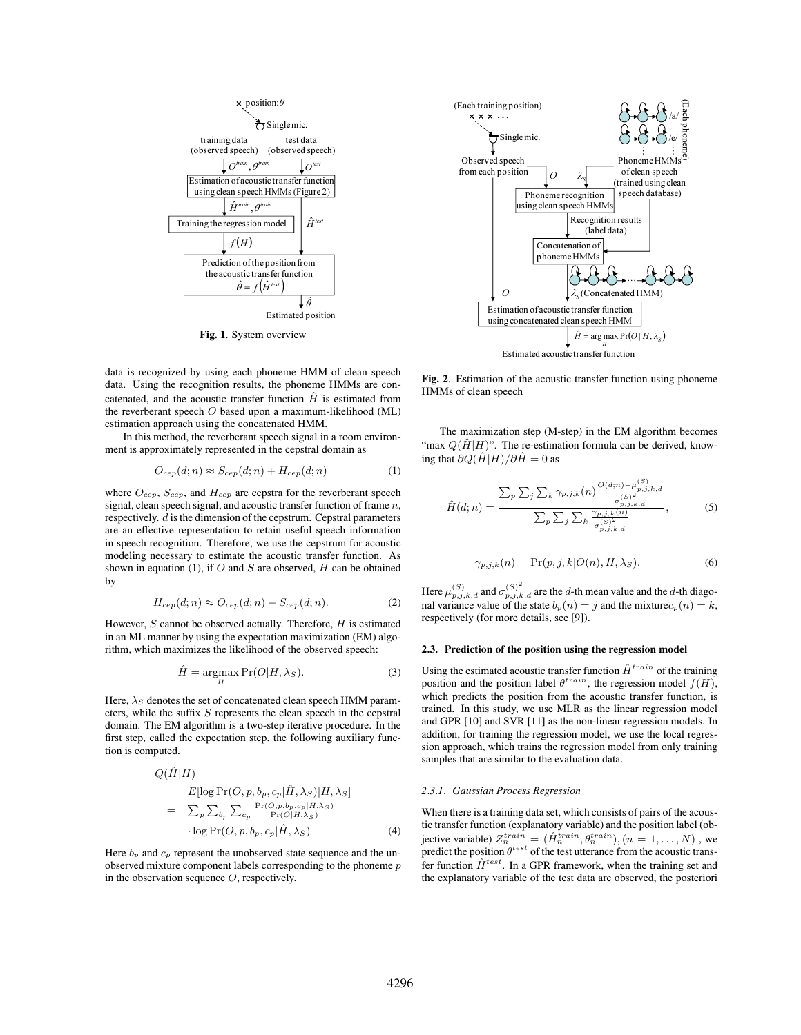Fig. 1. System overview

data is recognized by using each phoneme HMM of clean speech data. Using the recognition results, the phoneme HMMs are concatenated, and the acoustic transfer function $\hat{H}$ is estimated from the reverberant speech $O$ based upon a maximum-likelihood (ML) estimation approach using the concatenated HMM.

In this method, the reverberant speech signal in a room environment is approximately represented in the cepstral domain as

$$O_{cep}(d;n) \approx S_{cep}(d;n) + H_{cep}(d;n) \tag{1}$$

where $O_{cep}$, $S_{cep}$, and $H_{cep}$ are cepstra for the reverberant speech signal, clean speech signal, and acoustic transfer function of frame $n$, respectively. $d$ is the dimension of the cepstrum. Cepstral parameters are an effective representation to retain useful speech information in speech recognition. Therefore, we use the cepstrum for acoustic modeling necessary to estimate the acoustic transfer function. As shown in equation (1), if $O$ and $S$ are observed, $H$ can be obtained by

$$H_{cep}(d;n) \approx O_{cep}(d;n) - S_{cep}(d;n). \tag{2}$$

However, $S$ cannot be observed actually. Therefore, $H$ is estimated in an ML manner by using the expectation maximization (EM) algorithm, which maximizes the likelihood of the observed speech:

$$\hat{H} = \underset{H}{\operatorname{argmax}} \Pr(O|H, \lambda_S). \tag{3}$$

Here, $\lambda_S$ denotes the set of concatenated clean speech HMM parameters, while the suffix $S$ represents the clean speech in the cepstral domain. The EM algorithm is a two-step iterative procedure. In the first step, called the expectation step, the following auxiliary function is computed.

$$\begin{aligned}
Q(\hat{H}|H) &= E[\log \Pr(O, p, b_p, c_p|\hat{H}, \lambda_S)|H, \lambda_S] \\
&= \sum_p \sum_{b_p} \sum_{c_p} \frac{\Pr(O, p, b_p, c_p|H, \lambda_S)}{\Pr(O|H, \lambda_S)} \\
&\quad \cdot \log \Pr(O, p, b_p, c_p|\hat{H}, \lambda_S)
\end{aligned} \tag{4}$$

Here $b_p$ and $c_p$ represent the unobserved state sequence and the unobserved mixture component labels corresponding to the phoneme $p$ in the observation sequence $O$, respectively.

Fig. 2. Estimation of the acoustic transfer function using phoneme HMMs of clean speech

The maximization step (M-step) in the EM algorithm becomes "max $Q(\hat{H}|H)$". The re-estimation formula can be derived, knowing that $\partial Q(\hat{H}|H)/\partial \hat{H} = 0$ as

$$\hat{H}(d;n) = \frac{\sum_p \sum_j \sum_k \gamma_{p,j,k}(n) \frac{O(d;n) - \mu^{(S)}_{p,j,k,d}}{\sigma^{(S)^2}_{p,j,k,d}}}{\sum_p \sum_j \sum_k \frac{\gamma_{p,j,k}(n)}{\sigma^{(S)^2}_{p,j,k,d}}}, \tag{5}$$

$$\gamma_{p,j,k}(n) = \Pr(p, j, k|O(n), H, \lambda_S). \tag{6}$$

Here $\mu^{(S)}_{p,j,k,d}$ and $\sigma^{(S)^2}_{p,j,k,d}$ are the $d$-th mean value and the $d$-th diagonal variance value of the state $b_p(n) = j$ and the mixture$c_p(n) = k$, respectively (for more details, see [9]).

### 2.3. Prediction of the position using the regression model

Using the estimated acoustic transfer function $\hat{H}^{train}$ of the training position and the position label $\theta^{train}$, the regression model $f(H)$, which predicts the position from the acoustic transfer function, is trained. In this study, we use MLR as the linear regression model and GPR [10] and SVR [11] as the non-linear regression models. In addition, for training the regression model, we use the local regression approach, which trains the regression model from only training samples that are similar to the evaluation data.

#### 2.3.1. Gaussian Process Regression

When there is a training data set, which consists of pairs of the acoustic transfer function (explanatory variable) and the position label (objective variable) $Z^{train}_n = (\hat{H}^{train}_n, \theta^{train}_n), (n = 1, \ldots, N)$ , we predict the position $\theta^{test}$ of the test utterance from the acoustic transfer function $\hat{H}^{test}$. In a GPR framework, when the training set and the explanatory variable of the test data are observed, the posteriori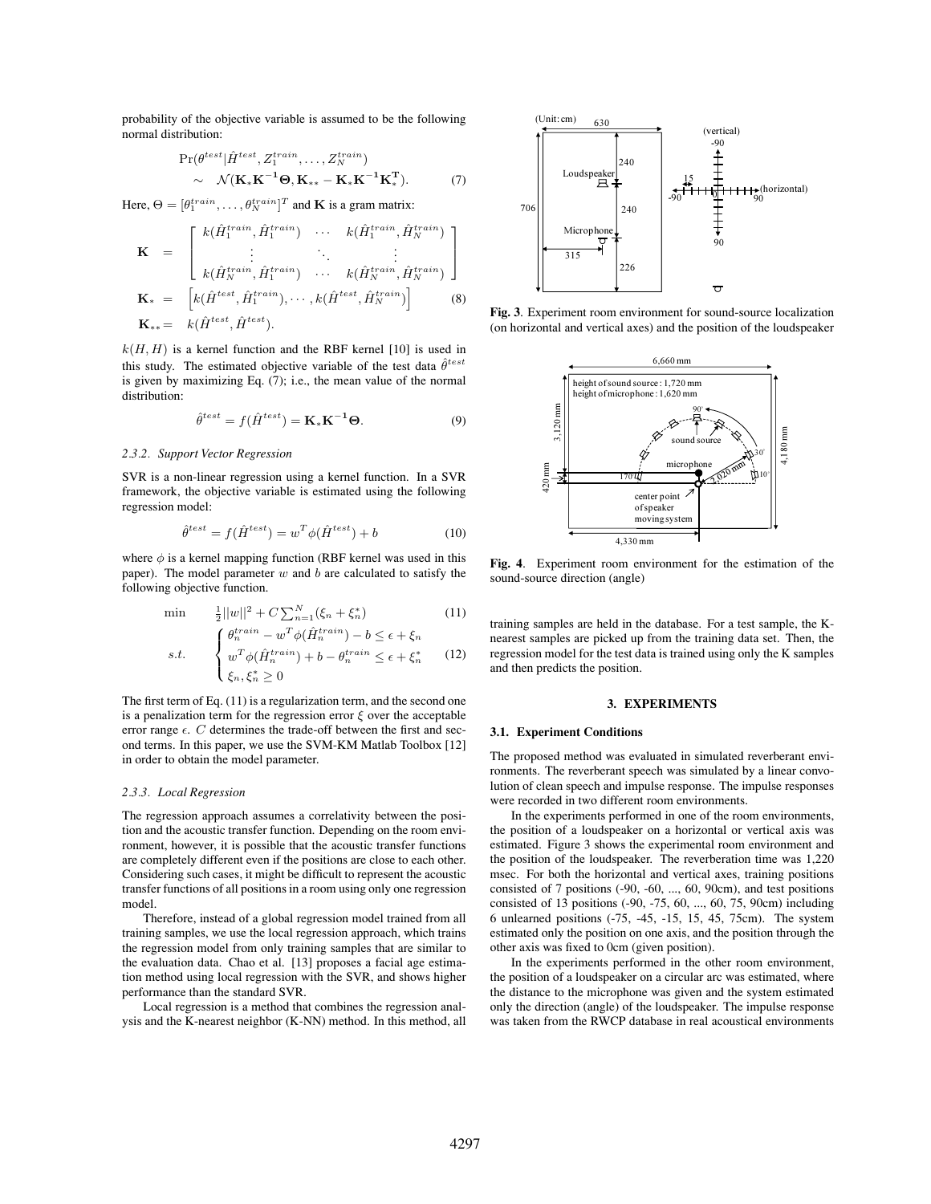probability of the objective variable is assumed to be the following normal distribution:

$$\Pr(\theta^{test}|\hat{H}^{test}, Z_1^{train}, \ldots, Z_N^{train}) \sim \mathcal{N}(\mathbf{K}_* \mathbf{K}^{-1} \mathbf{\Theta}, \mathbf{K}_{**} - \mathbf{K}_* \mathbf{K}^{-1} \mathbf{K}_*^{\mathbf{T}}). \quad (7)$$

Here, $\Theta = [\theta_1^{train}, \ldots, \theta_N^{train}]^T$ and $\mathbf{K}$ is a gram matrix:

$$\mathbf{K} = \begin{bmatrix} k(\hat{H}_1^{train}, \hat{H}_1^{train}) & \cdots & k(\hat{H}_1^{train}, \hat{H}_N^{train}) \\ \vdots & \ddots & \vdots \\ k(\hat{H}_N^{train}, \hat{H}_1^{train}) & \cdots & k(\hat{H}_N^{train}, \hat{H}_N^{train}) \end{bmatrix}$$

$$\mathbf{K}_* = \left[ k(\hat{H}^{test}, \hat{H}_1^{train}), \cdots, k(\hat{H}^{test}, \hat{H}_N^{train}) \right] \quad (8)$$

$$\mathbf{K}_{**} = k(\hat{H}^{test}, \hat{H}^{test}).$$

$k(H, H)$ is a kernel function and the RBF kernel [10] is used in this study. The estimated objective variable of the test data $\hat{\theta}^{test}$ is given by maximizing Eq. (7); i.e., the mean value of the normal distribution:

$$\hat{\theta}^{test} = f(\hat{H}^{test}) = \mathbf{K}_* \mathbf{K}^{-1} \mathbf{\Theta}. \quad (9)$$

#### 2.3.2. Support Vector Regression

SVR is a non-linear regression using a kernel function. In a SVR framework, the objective variable is estimated using the following regression model:

$$\hat{\theta}^{test} = f(\hat{H}^{test}) = w^T \phi(\hat{H}^{test}) + b \quad (10)$$

where $\phi$ is a kernel mapping function (RBF kernel was used in this paper). The model parameter $w$ and $b$ are calculated to satisfy the following objective function.

$$\min \quad \frac{1}{2}||w||^2 + C\sum_{n=1}^{N}(\xi_n + \xi_n^*) \quad (11)$$

$$s.t. \quad \begin{cases} \theta_n^{train} - w^T\phi(\hat{H}_n^{train}) - b \le \epsilon + \xi_n \\ w^T\phi(\hat{H}_n^{train}) + b - \theta_n^{train} \le \epsilon + \xi_n^* \\ \xi_n, \xi_n^* \ge 0 \end{cases} \quad (12)$$

The first term of Eq. (11) is a regularization term, and the second one is a penalization term for the regression error $\xi$ over the acceptable error range $\epsilon$. $C$ determines the trade-off between the first and second terms. In this paper, we use the SVM-KM Matlab Toolbox [12] in order to obtain the model parameter.

#### 2.3.3. Local Regression

The regression approach assumes a correlativity between the position and the acoustic transfer function. Depending on the room environment, however, it is possible that the acoustic transfer functions are completely different even if the positions are close to each other. Considering such cases, it might be difficult to represent the acoustic transfer functions of all positions in a room using only one regression model.

Therefore, instead of a global regression model trained from all training samples, we use the local regression approach, which trains the regression model from only training samples that are similar to the evaluation data. Chao et al. [13] proposes a facial age estimation method using local regression with the SVR, and shows higher performance than the standard SVR.

Local regression is a method that combines the regression analysis and the K-nearest neighbor (K-NN) method. In this method, all training samples are held in the database. For a test sample, the K-nearest samples are picked up from the training data set. Then, the regression model for the test data is trained using only the K samples and then predicts the position.

**Fig. 3**. Experiment room environment for sound-source localization (on horizontal and vertical axes) and the position of the loudspeaker

**Fig. 4**. Experiment room environment for the estimation of the sound-source direction (angle)

## 3. EXPERIMENTS

### 3.1. Experiment Conditions

The proposed method was evaluated in simulated reverberant environments. The reverberant speech was simulated by a linear convolution of clean speech and impulse response. The impulse responses were recorded in two different room environments.

In the experiments performed in one of the room environments, the position of a loudspeaker on a horizontal or vertical axis was estimated. Figure 3 shows the experimental room environment and the position of the loudspeaker. The reverberation time was 1,220 msec. For both the horizontal and vertical axes, training positions consisted of 7 positions (-90, -60, ..., 60, 90cm), and test positions consisted of 13 positions (-90, -75, 60, ..., 60, 75, 90cm) including 6 unlearned positions (-75, -45, -15, 15, 45, 75cm). The system estimated only the position on one axis, and the position through the other axis was fixed to 0cm (given position).

In the experiments performed in the other room environment, the position of a loudspeaker on a circular arc was estimated, where the distance to the microphone was given and the system estimated only the direction (angle) of the loudspeaker. The impulse response was taken from the RWCP database in real acoustical environments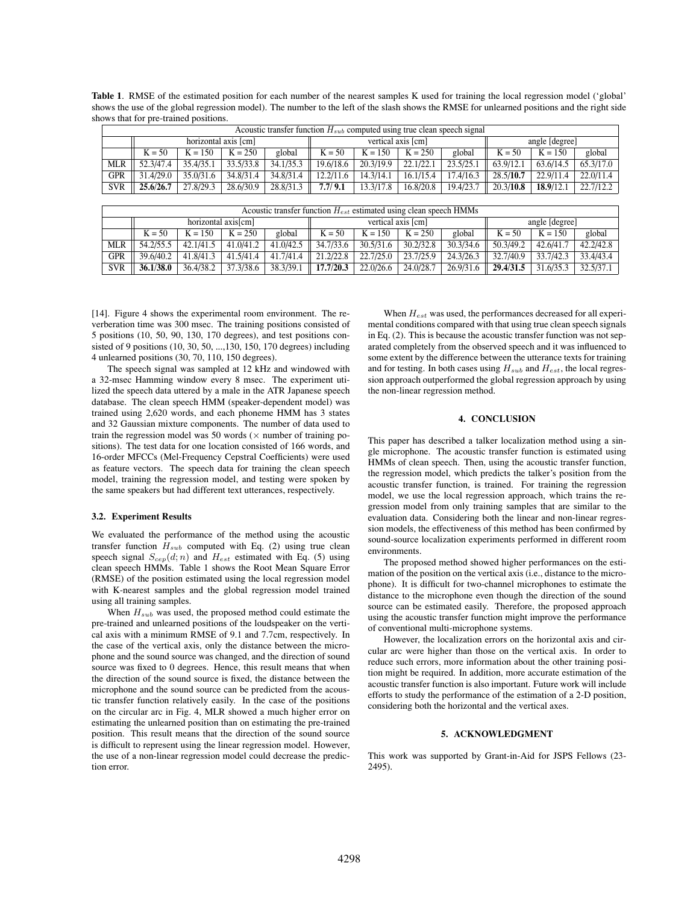**Table 1**. RMSE of the estimated position for each number of the nearest samples K used for training the local regression model ('global' shows the use of the global regression model). The number to the left of the slash shows the RMSE for unlearned positions and the right side shows that for pre-trained positions.

| Acoustic transfer function $H_{sub}$ computed using true clean speech signal | | | | | | | | | | | |
|---|---|---|---|---|---|---|---|---|---|---|---|
| | horizontal axis [cm] | | | | vertical axis [cm] | | | | angle [degree] | | |
| | K = 50 | K = 150 | K = 250 | global | K = 50 | K = 150 | K = 250 | global | K = 50 | K = 150 | global |
| MLR | 52.3/47.4 | 35.4/35.1 | 33.5/33.8 | 34.1/35.3 | 19.6/18.6 | 20.3/19.9 | 22.1/22.1 | 23.5/25.1 | 63.9/12.1 | 63.6/14.5 | 65.3/17.0 |
| GPR | 31.4/29.0 | 35.0/31.6 | 34.8/31.4 | 34.8/31.4 | 12.2/11.6 | 14.3/14.1 | 16.1/15.4 | 17.4/16.3 | 28.5/**10.7** | 22.9/11.4 | 22.0/11.4 |
| SVR | **25.6/26.7** | 27.8/29.3 | 28.6/30.9 | 28.8/31.3 | **7.7/ 9.1** | 13.3/17.8 | 16.8/20.8 | 19.4/23.7 | 20.3/**10.8** | **18.9**/12.1 | 22.7/12.2 |

| Acoustic transfer function $H_{est}$ estimated using clean speech HMMs | | | | | | | | | | | |
|---|---|---|---|---|---|---|---|---|---|---|---|
| | horizontal axis[cm] | | | | vertical axis [cm] | | | | angle [degree] | | |
| | K = 50 | K = 150 | K = 250 | global | K = 50 | K = 150 | K = 250 | global | K = 50 | K = 150 | global |
| MLR | 54.2/55.5 | 42.1/41.5 | 41.0/41.2 | 41.0/42.5 | 34.7/33.6 | 30.5/31.6 | 30.2/32.8 | 30.3/34.6 | 50.3/49.2 | 42.6/41.7 | 42.2/42.8 |
| GPR | 39.6/40.2 | 41.8/41.3 | 41.5/41.4 | 41.7/41.4 | 21.2/22.8 | 22.7/25.0 | 23.7/25.9 | 24.3/26.3 | 32.7/40.9 | 33.7/42.3 | 33.4/43.4 |
| SVR | **36.1/38.0** | 36.4/38.2 | 37.3/38.6 | 38.3/39.1 | **17.7/20.3** | 22.0/26.6 | 24.0/28.7 | 26.9/31.6 | **29.4/31.5** | 31.6/35.3 | 32.5/37.1 |

[14]. Figure 4 shows the experimental room environment. The reverberation time was 300 msec. The training positions consisted of 5 positions (10, 50, 90, 130, 170 degrees), and test positions consisted of 9 positions (10, 30, 50, ...,130, 150, 170 degrees) including 4 unlearned positions (30, 70, 110, 150 degrees).

The speech signal was sampled at 12 kHz and windowed with a 32-msec Hamming window every 8 msec. The experiment utilized the speech data uttered by a male in the ATR Japanese speech database. The clean speech HMM (speaker-dependent model) was trained using 2,620 words, and each phoneme HMM has 3 states and 32 Gaussian mixture components. The number of data used to train the regression model was 50 words ($\times$ number of training positions). The test data for one location consisted of 166 words, and 16-order MFCCs (Mel-Frequency Cepstral Coefficients) were used as feature vectors. The speech data for training the clean speech model, training the regression model, and testing were spoken by the same speakers but had different text utterances, respectively.

### 3.2. Experiment Results

We evaluated the performance of the method using the acoustic transfer function $H_{sub}$ computed with Eq. (2) using true clean speech signal $S_{cep}(d;n)$ and $H_{est}$ estimated with Eq. (5) using clean speech HMMs. Table 1 shows the Root Mean Square Error (RMSE) of the position estimated using the local regression model with K-nearest samples and the global regression model trained using all training samples.

When $H_{sub}$ was used, the proposed method could estimate the pre-trained and unlearned positions of the loudspeaker on the vertical axis with a minimum RMSE of 9.1 and 7.7cm, respectively. In the case of the vertical axis, only the distance between the microphone and the sound source was changed, and the direction of sound source was fixed to 0 degrees. Hence, this result means that when the direction of the sound source is fixed, the distance between the microphone and the sound source can be predicted from the acoustic transfer function relatively easily. In the case of the positions on the circular arc in Fig. 4, MLR showed a much higher error on estimating the unlearned position than on estimating the pre-trained position. This result means that the direction of the sound source is difficult to represent using the linear regression model. However, the use of a non-linear regression model could decrease the prediction error.

When $H_{est}$ was used, the performances decreased for all experimental conditions compared with that using true clean speech signals in Eq. (2). This is because the acoustic transfer function was not separated completely from the observed speech and it was influenced to some extent by the difference between the utterance texts for training and for testing. In both cases using $H_{sub}$ and $H_{est}$, the local regression approach outperformed the global regression approach by using the non-linear regression method.

## 4. CONCLUSION

This paper has described a talker localization method using a single microphone. The acoustic transfer function is estimated using HMMs of clean speech. Then, using the acoustic transfer function, the regression model, which predicts the talker's position from the acoustic transfer function, is trained. For training the regression model, we use the local regression approach, which trains the regression model from only training samples that are similar to the evaluation data. Considering both the linear and non-linear regression models, the effectiveness of this method has been confirmed by sound-source localization experiments performed in different room environments.

The proposed method showed higher performances on the estimation of the position on the vertical axis (i.e., distance to the microphone). It is difficult for two-channel microphones to estimate the distance to the microphone even though the direction of the sound source can be estimated easily. Therefore, the proposed approach using the acoustic transfer function might improve the performance of conventional multi-microphone systems.

However, the localization errors on the horizontal axis and circular arc were higher than those on the vertical axis. In order to reduce such errors, more information about the other training position might be required. In addition, more accurate estimation of the acoustic transfer function is also important. Future work will include efforts to study the performance of the estimation of a 2-D position, considering both the horizontal and the vertical axes.

## 5. ACKNOWLEDGMENT

This work was supported by Grant-in-Aid for JSPS Fellows (23-2495).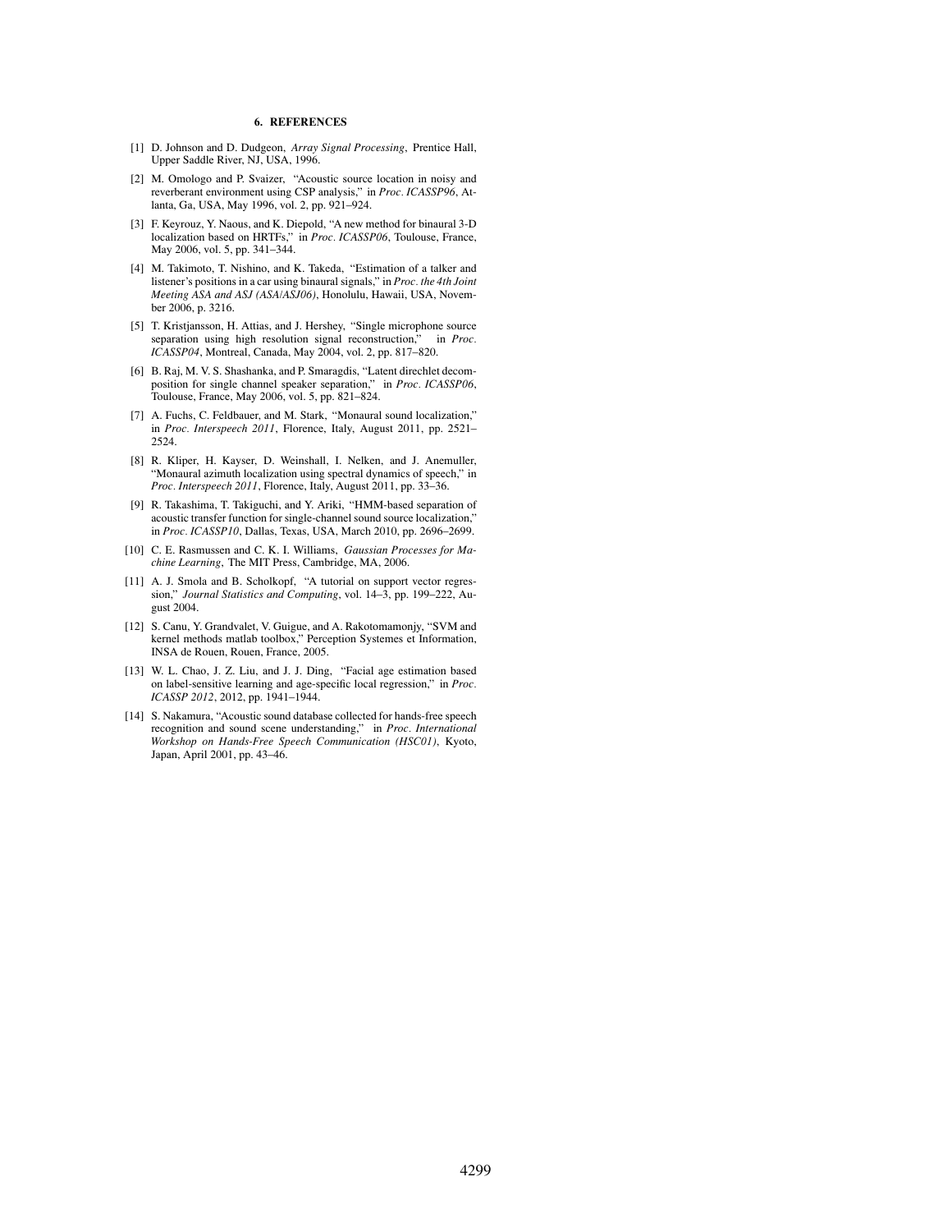## 6. REFERENCES

[1] D. Johnson and D. Dudgeon, *Array Signal Processing*, Prentice Hall, Upper Saddle River, NJ, USA, 1996.

[2] M. Omologo and P. Svaizer, "Acoustic source location in noisy and reverberant environment using CSP analysis," in *Proc. ICASSP96*, Atlanta, Ga, USA, May 1996, vol. 2, pp. 921–924.

[3] F. Keyrouz, Y. Naous, and K. Diepold, "A new method for binaural 3-D localization based on HRTFs," in *Proc. ICASSP06*, Toulouse, France, May 2006, vol. 5, pp. 341–344.

[4] M. Takimoto, T. Nishino, and K. Takeda, "Estimation of a talker and listener's positions in a car using binaural signals," in *Proc. the 4th Joint Meeting ASA and ASJ (ASA/ASJ06)*, Honolulu, Hawaii, USA, November 2006, p. 3216.

[5] T. Kristjansson, H. Attias, and J. Hershey, "Single microphone source separation using high resolution signal reconstruction," in *Proc. ICASSP04*, Montreal, Canada, May 2004, vol. 2, pp. 817–820.

[6] B. Raj, M. V. S. Shashanka, and P. Smaragdis, "Latent direchlet decomposition for single channel speaker separation," in *Proc. ICASSP06*, Toulouse, France, May 2006, vol. 5, pp. 821–824.

[7] A. Fuchs, C. Feldbauer, and M. Stark, "Monaural sound localization," in *Proc. Interspeech 2011*, Florence, Italy, August 2011, pp. 2521–2524.

[8] R. Kliper, H. Kayser, D. Weinshall, I. Nelken, and J. Anemuller, "Monaural azimuth localization using spectral dynamics of speech," in *Proc. Interspeech 2011*, Florence, Italy, August 2011, pp. 33–36.

[9] R. Takashima, T. Takiguchi, and Y. Ariki, "HMM-based separation of acoustic transfer function for single-channel sound source localization," in *Proc. ICASSP10*, Dallas, Texas, USA, March 2010, pp. 2696–2699.

[10] C. E. Rasmussen and C. K. I. Williams, *Gaussian Processes for Machine Learning*, The MIT Press, Cambridge, MA, 2006.

[11] A. J. Smola and B. Scholkopf, "A tutorial on support vector regression," *Journal Statistics and Computing*, vol. 14–3, pp. 199–222, August 2004.

[12] S. Canu, Y. Grandvalet, V. Guigue, and A. Rakotomamonjy, "SVM and kernel methods matlab toolbox," Perception Systemes et Information, INSA de Rouen, Rouen, France, 2005.

[13] W. L. Chao, J. Z. Liu, and J. J. Ding, "Facial age estimation based on label-sensitive learning and age-specific local regression," in *Proc. ICASSP 2012*, 2012, pp. 1941–1944.

[14] S. Nakamura, "Acoustic sound database collected for hands-free speech recognition and sound scene understanding," in *Proc. International Workshop on Hands-Free Speech Communication (HSC01)*, Kyoto, Japan, April 2001, pp. 43–46.